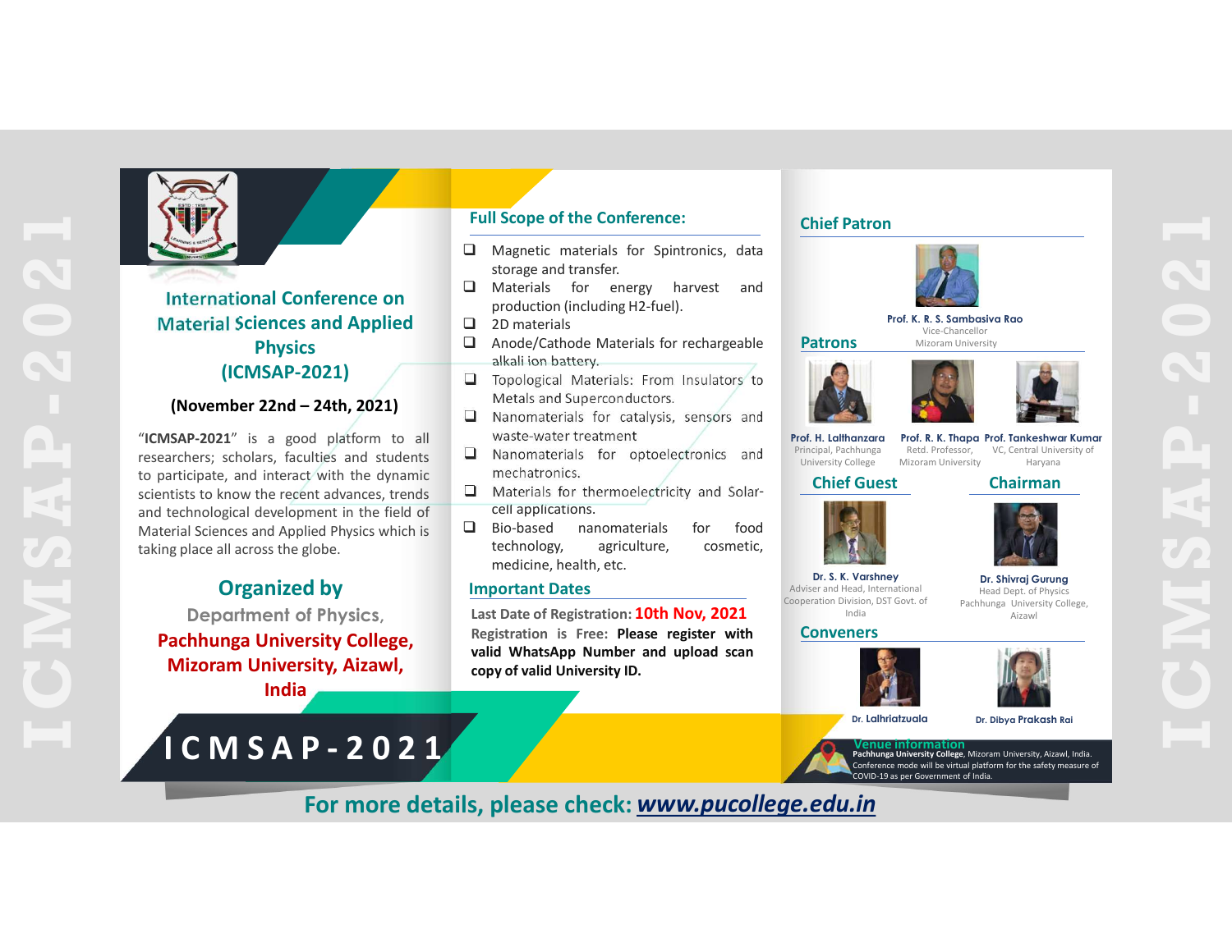# International Conference on Material Sciences and Applied Physics (ICMSAP-2021)

**(November 22nd – 24th, 2021)**

"**ICMSAP-2021**" is a good platform to all researchers; scholars, faculties and students to participate, and interact with the dynamic scientists to know the recent advances, trends and technological development in the field of Material Sciences and Applied Physics which is taking place all across the globe.

## Organized by

Department of Physics,
**Pachhunga University College, Mizoram University, Aizawl, India**

**ICMSAP-2021**

## Full Scope of the Conference:

- Magnetic materials for Spintronics, data storage and transfer.
- Materials for energy harvest and production (including H2-fuel).
- 2D materials
- Anode/Cathode Materials for rechargeable alkali ion battery.
- Topological Materials: From Insulators to Metals and Superconductors.
- Nanomaterials for catalysis, sensors and waste-water treatment
- Nanomaterials for optoelectronics and mechatronics.
- Materials for thermoelectricity and Solar-cell applications.
- Bio-based nanomaterials for food technology, agriculture, cosmetic, medicine, health, etc.

## Important Dates

**Last Date of Registration: 10th Nov, 2021**

**Registration is Free: Please register with valid WhatsApp Number and upload scan copy of valid University ID.**

## Chief Patron

**Prof. K. R. S. Sambasiva Rao**
Vice-Chancellor
Mizoram University

## Patrons

**Prof. H. Lalthanzara**
Principal, Pachhunga University College

**Prof. R. K. Thapa**
Retd. Professor, Mizoram University

**Prof. Tankeshwar Kumar**
VC, Central University of Haryana

## Chief Guest

**Dr. S. K. Varshney**
Adviser and Head, International Cooperation Division, DST Govt. of India

## Chairman

**Dr. Shivraj Gurung**
Head Dept. of Physics
Pachhunga University College, Aizawl

## Conveners

**Dr. Lalhriatzuala**

**Dr. Dibya Prakash Rai**

## Venue information

**Pachhunga University College**, Mizoram University, Aizawl, India.
Conference mode will be virtual platform for the safety measure of COVID-19 as per Government of India.

**For more details, please check: *www.pucollege.edu.in***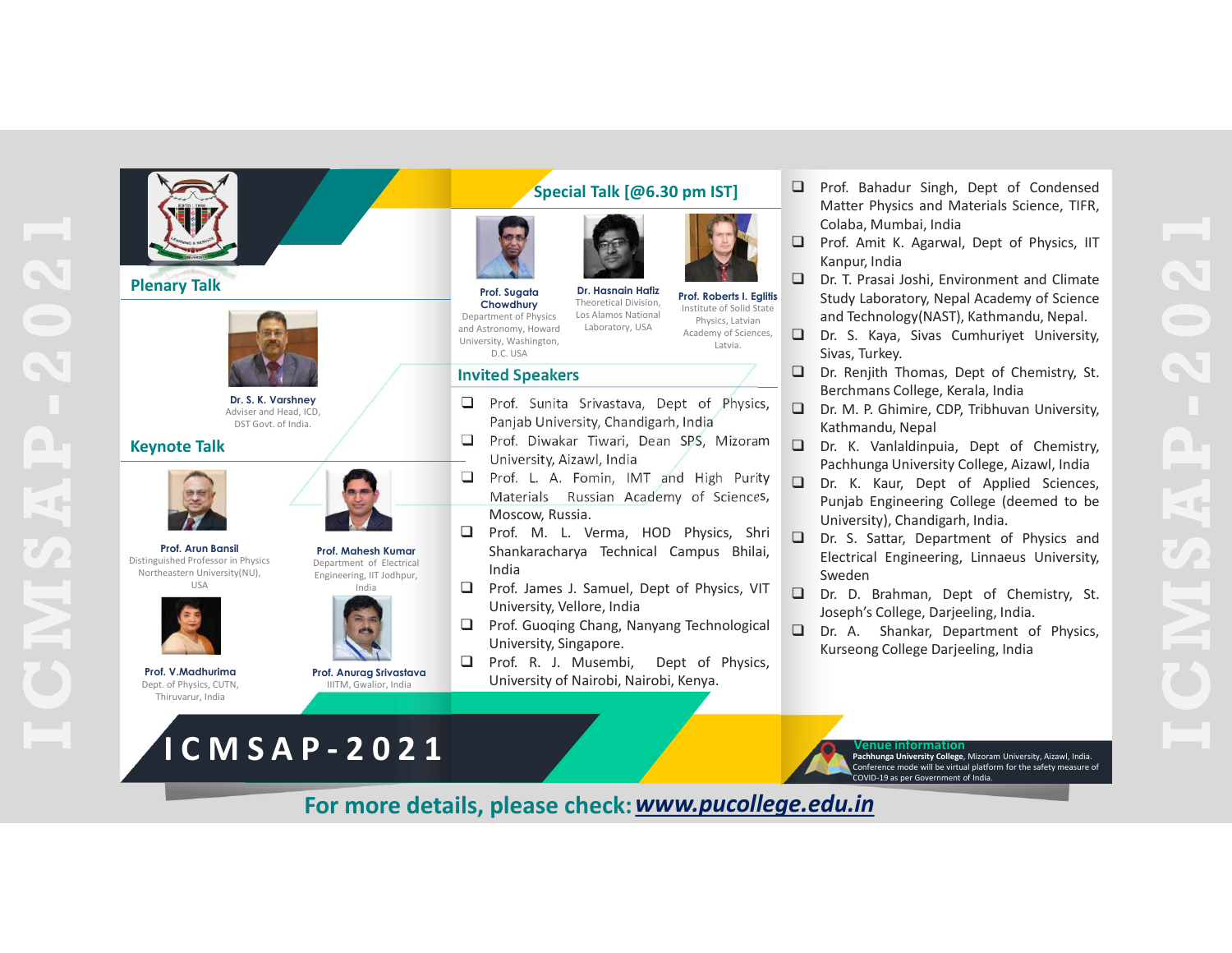## Plenary Talk

**Dr. S. K. Varshney**
Adviser and Head, ICD, DST Govt. of India.

## Keynote Talk

**Prof. Arun Bansil**
Distinguished Professor in Physics Northeastern University(NU), USA

**Prof. Mahesh Kumar**
Department of Electrical Engineering, IIT Jodhpur, India

**Prof. V.Madhurima**
Dept. of Physics, CUTN, Thiruvarur, India

**Prof. Anurag Srivastava**
IIITM, Gwalior, India

## Special Talk [@6.30 pm IST]

**Prof. Sugata Chowdhury**
Department of Physics and Astronomy, Howard University, Washington, D.C. USA

**Dr. Hasnain Hafiz**
Theoretical Division, Los Alamos National Laboratory, USA

**Prof. Roberts I. Eglitis**
Institute of Solid State Physics, Latvian Academy of Sciences, Latvia.

## Invited Speakers

- Prof. Sunita Srivastava, Dept of Physics, Panjab University, Chandigarh, India
- Prof. Diwakar Tiwari, Dean SPS, Mizoram University, Aizawl, India
- Prof. L. A. Fomin, IMT and High Purity Materials Russian Academy of Sciences, Moscow, Russia.
- Prof. M. L. Verma, HOD Physics, Shri Shankaracharya Technical Campus Bhilai, India
- Prof. James J. Samuel, Dept of Physics, VIT University, Vellore, India
- Prof. Guoqing Chang, Nanyang Technological University, Singapore.
- Prof. R. J. Musembi, Dept of Physics, University of Nairobi, Nairobi, Kenya.
- Prof. Bahadur Singh, Dept of Condensed Matter Physics and Materials Science, TIFR, Colaba, Mumbai, India
- Prof. Amit K. Agarwal, Dept of Physics, IIT Kanpur, India
- Dr. T. Prasai Joshi, Environment and Climate Study Laboratory, Nepal Academy of Science and Technology(NAST), Kathmandu, Nepal.
- Dr. S. Kaya, Sivas Cumhuriyet University, Sivas, Turkey.
- Dr. Renjith Thomas, Dept of Chemistry, St. Berchmans College, Kerala, India
- Dr. M. P. Ghimire, CDP, Tribhuvan University, Kathmandu, Nepal
- Dr. K. Vanlaldinpuia, Dept of Chemistry, Pachhunga University College, Aizawl, India
- Dr. K. Kaur, Dept of Applied Sciences, Punjab Engineering College (deemed to be University), Chandigarh, India.
- Dr. S. Sattar, Department of Physics and Electrical Engineering, Linnaeus University, Sweden
- Dr. D. Brahman, Dept of Chemistry, St. Joseph's College, Darjeeling, India.
- Dr. A. Shankar, Department of Physics, Kurseong College Darjeeling, India

# ICMSAP-2021

**Venue information**
**Pachhunga University College**, Mizoram University, Aizawl, India. Conference mode will be virtual platform for the safety measure of COVID-19 as per Government of India.

**For more details, please check:** ***www.pucollege.edu.in***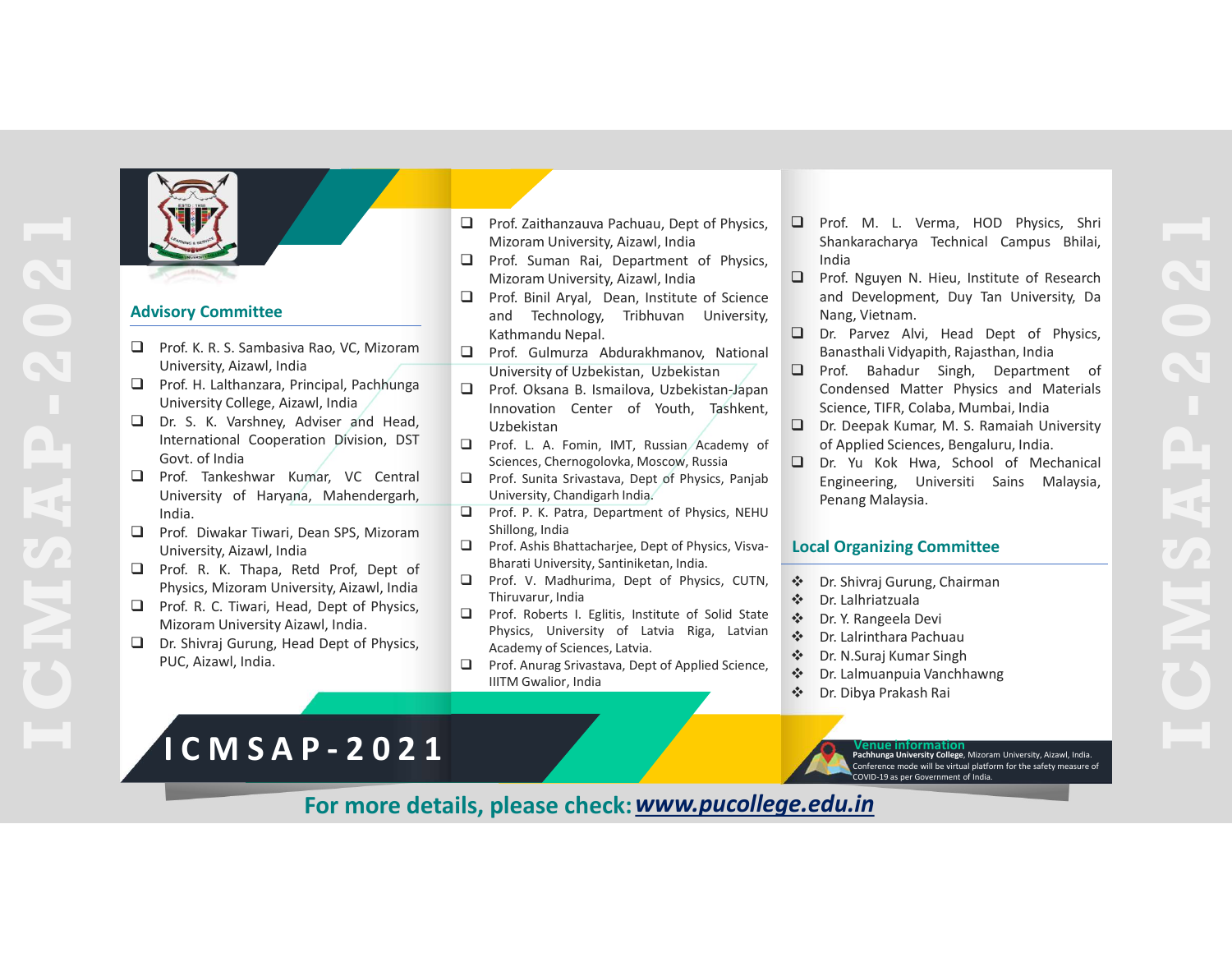## Advisory Committee

- Prof. K. R. S. Sambasiva Rao, VC, Mizoram University, Aizawl, India
- Prof. H. Lalthanzara, Principal, Pachhunga University College, Aizawl, India
- Dr. S. K. Varshney, Adviser and Head, International Cooperation Division, DST Govt. of India
- Prof. Tankeshwar Kumar, VC Central University of Haryana, Mahendergarh, India.
- Prof. Diwakar Tiwari, Dean SPS, Mizoram University, Aizawl, India
- Prof. R. K. Thapa, Retd Prof, Dept of Physics, Mizoram University, Aizawl, India
- Prof. R. C. Tiwari, Head, Dept of Physics, Mizoram University Aizawl, India.
- Dr. Shivraj Gurung, Head Dept of Physics, PUC, Aizawl, India.
- Prof. Zaithanzauva Pachuau, Dept of Physics, Mizoram University, Aizawl, India
- Prof. Suman Rai, Department of Physics, Mizoram University, Aizawl, India
- Prof. Binil Aryal, Dean, Institute of Science and Technology, Tribhuvan University, Kathmandu Nepal.
- Prof. Gulmurza Abdurakhmanov, National University of Uzbekistan, Uzbekistan
- Prof. Oksana B. Ismailova, Uzbekistan-Japan Innovation Center of Youth, Tashkent, Uzbekistan
- Prof. L. A. Fomin, IMT, Russian Academy of Sciences, Chernogolovka, Moscow, Russia
- Prof. Sunita Srivastava, Dept of Physics, Panjab University, Chandigarh India.
- Prof. P. K. Patra, Department of Physics, NEHU Shillong, India
- Prof. Ashis Bhattacharjee, Dept of Physics, Visva-Bharati University, Santiniketan, India.
- Prof. V. Madhurima, Dept of Physics, CUTN, Thiruvarur, India
- Prof. Roberts I. Eglitis, Institute of Solid State Physics, University of Latvia Riga, Latvian Academy of Sciences, Latvia.
- Prof. Anurag Srivastava, Dept of Applied Science, IIITM Gwalior, India
- Prof. M. L. Verma, HOD Physics, Shri Shankaracharya Technical Campus Bhilai, India
- Prof. Nguyen N. Hieu, Institute of Research and Development, Duy Tan University, Da Nang, Vietnam.
- Dr. Parvez Alvi, Head Dept of Physics, Banasthali Vidyapith, Rajasthan, India
- Prof. Bahadur Singh, Department of Condensed Matter Physics and Materials Science, TIFR, Colaba, Mumbai, India
- Dr. Deepak Kumar, M. S. Ramaiah University of Applied Sciences, Bengaluru, India.
- Dr. Yu Kok Hwa, School of Mechanical Engineering, Universiti Sains Malaysia, Penang Malaysia.

## Local Organizing Committee

- Dr. Shivraj Gurung, Chairman
- Dr. Lalhriatzuala
- Dr. Y. Rangeela Devi
- Dr. Lalrinthara Pachuau
- Dr. N.Suraj Kumar Singh
- Dr. Lalmuanpuia Vanchhawng
- Dr. Dibya Prakash Rai

# ICMSAP-2021

**Venue information**

**Pachhunga University College**, Mizoram University, Aizawl, India. Conference mode will be virtual platform for the safety measure of COVID-19 as per Government of India.

**For more details, please check: *www.pucollege.edu.in***